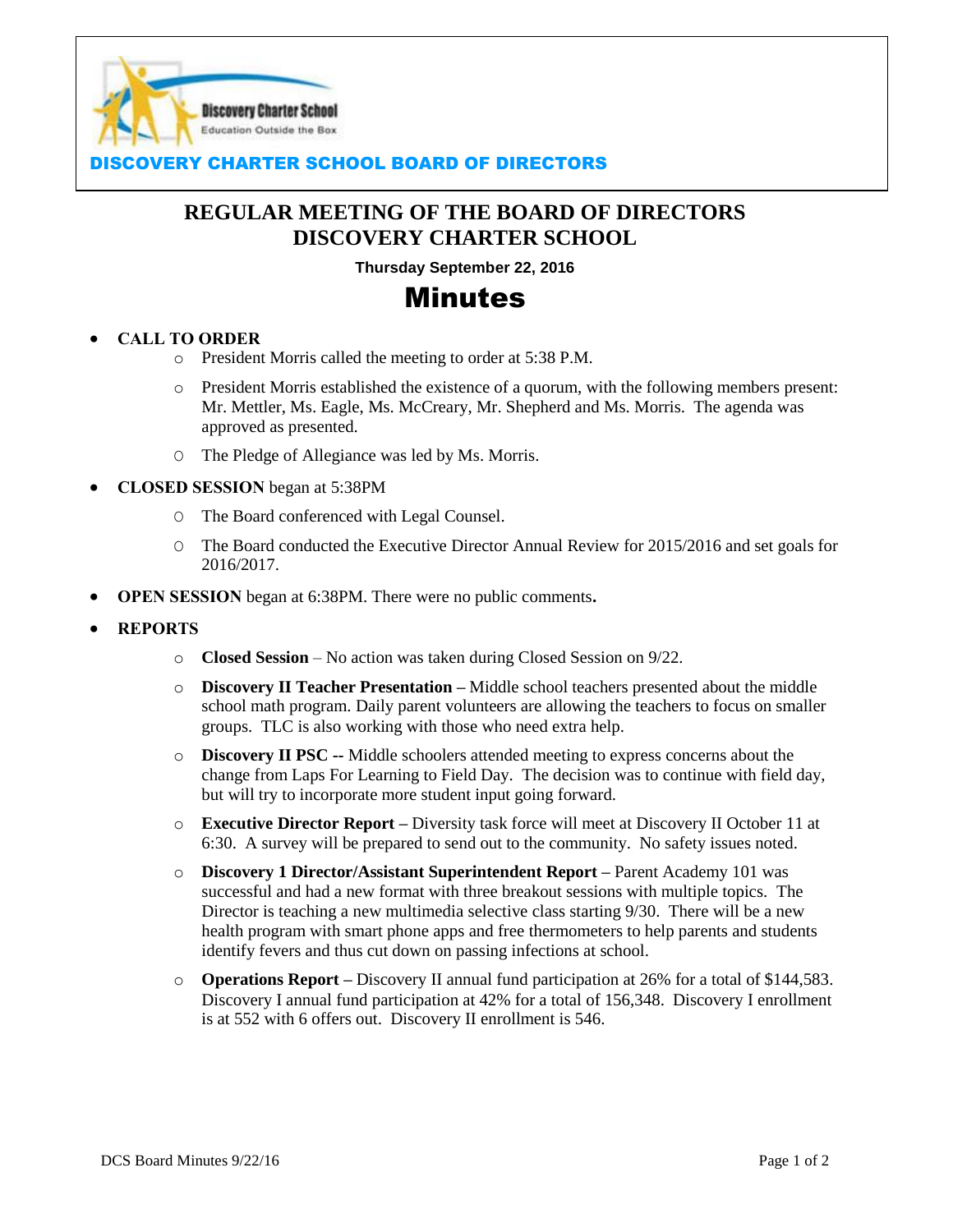**DISCOVERY CHARTER SCHOOL BOARD OF DIRECTORS**

# REGULAR MEETING OF THE BOARD OF DIRECTORS
# DISCOVERY CHARTER SCHOOL

**Thursday September 22, 2016**

# Minutes

- **CALL TO ORDER**
  - President Morris called the meeting to order at 5:38 P.M.
  - President Morris established the existence of a quorum, with the following members present: Mr. Mettler, Ms. Eagle, Ms. McCreary, Mr. Shepherd and Ms. Morris. The agenda was approved as presented.
  - The Pledge of Allegiance was led by Ms. Morris.
- **CLOSED SESSION** began at 5:38PM
  - The Board conferenced with Legal Counsel.
  - The Board conducted the Executive Director Annual Review for 2015/2016 and set goals for 2016/2017.
- **OPEN SESSION** began at 6:38PM. There were no public comments**.**
- **REPORTS**
  - **Closed Session** – No action was taken during Closed Session on 9/22.
  - **Discovery II Teacher Presentation –** Middle school teachers presented about the middle school math program. Daily parent volunteers are allowing the teachers to focus on smaller groups. TLC is also working with those who need extra help.
  - **Discovery II PSC --** Middle schoolers attended meeting to express concerns about the change from Laps For Learning to Field Day. The decision was to continue with field day, but will try to incorporate more student input going forward.
  - **Executive Director Report –** Diversity task force will meet at Discovery II October 11 at 6:30. A survey will be prepared to send out to the community. No safety issues noted.
  - **Discovery 1 Director/Assistant Superintendent Report –** Parent Academy 101 was successful and had a new format with three breakout sessions with multiple topics. The Director is teaching a new multimedia selective class starting 9/30. There will be a new health program with smart phone apps and free thermometers to help parents and students identify fevers and thus cut down on passing infections at school.
  - **Operations Report –** Discovery II annual fund participation at 26% for a total of $144,583. Discovery I annual fund participation at 42% for a total of 156,348. Discovery I enrollment is at 552 with 6 offers out. Discovery II enrollment is 546.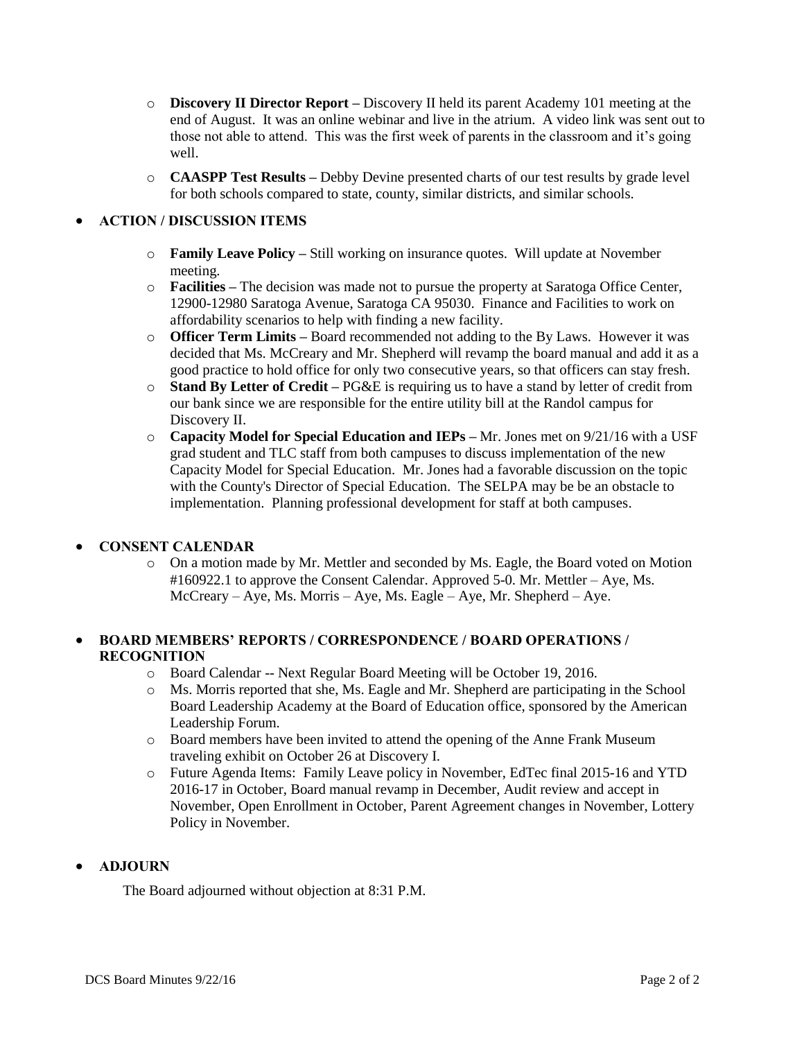- **Discovery II Director Report –** Discovery II held its parent Academy 101 meeting at the end of August. It was an online webinar and live in the atrium. A video link was sent out to those not able to attend. This was the first week of parents in the classroom and it's going well.
- **CAASPP Test Results –** Debby Devine presented charts of our test results by grade level for both schools compared to state, county, similar districts, and similar schools.

- **ACTION / DISCUSSION ITEMS**
  - **Family Leave Policy –** Still working on insurance quotes. Will update at November meeting.
  - **Facilities –** The decision was made not to pursue the property at Saratoga Office Center, 12900-12980 Saratoga Avenue, Saratoga CA 95030. Finance and Facilities to work on affordability scenarios to help with finding a new facility.
  - **Officer Term Limits –** Board recommended not adding to the By Laws. However it was decided that Ms. McCreary and Mr. Shepherd will revamp the board manual and add it as a good practice to hold office for only two consecutive years, so that officers can stay fresh.
  - **Stand By Letter of Credit –** PG&E is requiring us to have a stand by letter of credit from our bank since we are responsible for the entire utility bill at the Randol campus for Discovery II.
  - **Capacity Model for Special Education and IEPs –** Mr. Jones met on 9/21/16 with a USF grad student and TLC staff from both campuses to discuss implementation of the new Capacity Model for Special Education. Mr. Jones had a favorable discussion on the topic with the County's Director of Special Education. The SELPA may be be an obstacle to implementation. Planning professional development for staff at both campuses.

- **CONSENT CALENDAR**
  - On a motion made by Mr. Mettler and seconded by Ms. Eagle, the Board voted on Motion #160922.1 to approve the Consent Calendar. Approved 5-0. Mr. Mettler – Aye, Ms. McCreary – Aye, Ms. Morris – Aye, Ms. Eagle – Aye, Mr. Shepherd – Aye.

- **BOARD MEMBERS' REPORTS / CORRESPONDENCE / BOARD OPERATIONS / RECOGNITION**
  - Board Calendar -- Next Regular Board Meeting will be October 19, 2016.
  - Ms. Morris reported that she, Ms. Eagle and Mr. Shepherd are participating in the School Board Leadership Academy at the Board of Education office, sponsored by the American Leadership Forum.
  - Board members have been invited to attend the opening of the Anne Frank Museum traveling exhibit on October 26 at Discovery I.
  - Future Agenda Items: Family Leave policy in November, EdTec final 2015-16 and YTD 2016-17 in October, Board manual revamp in December, Audit review and accept in November, Open Enrollment in October, Parent Agreement changes in November, Lottery Policy in November.

- **ADJOURN**

  The Board adjourned without objection at 8:31 P.M.